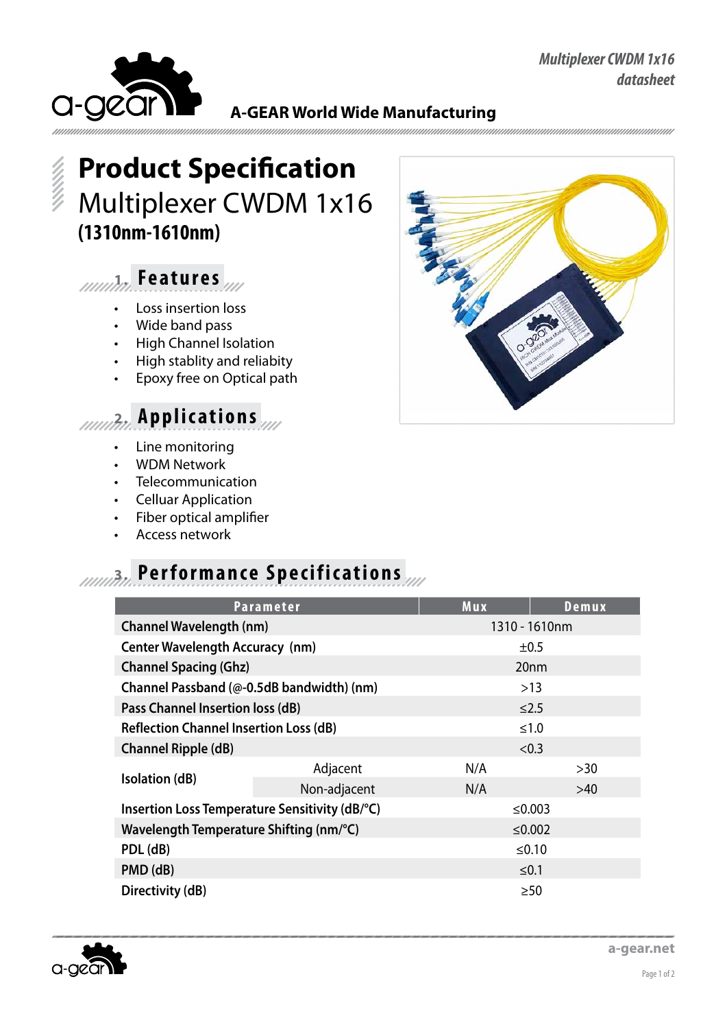# Product Specification

## Multiplexer CWDM 1x16

**(1310nm-1610nm)**

A-GEAR World Wide Manufacturing

### 1. Features

- Loss insertion loss
- Wide band pass
- High Channel Isolation
- High stablity and reliabity
- Epoxy free on Optical path

### 2. Applications

- Line monitoring
- WDM Network
- Telecommunication
- Celluar Application
- Fiber optical amplifier
- Access network

### 3. Performance Specifications

| Parameter | | Mux | Demux |
|---|---|---|---|
| Channel Wavelength (nm) | | 1310 - 1610nm | |
| Center Wavelength Accuracy (nm) | | ±0.5 | |
| Channel Spacing (Ghz) | | 20nm | |
| Channel Passband (@-0.5dB bandwidth) (nm) | | >13 | |
| Pass Channel Insertion loss (dB) | | ≤2.5 | |
| Reflection Channel Insertion Loss (dB) | | ≤1.0 | |
| Channel Ripple (dB) | | <0.3 | |
| Isolation (dB) | Adjacent | N/A | >30 |
| | Non-adjacent | N/A | >40 |
| Insertion Loss Temperature Sensitivity (dB/°C) | | ≤0.003 | |
| Wavelength Temperature Shifting (nm/°C) | | ≤0.002 | |
| PDL (dB) | | ≤0.10 | |
| PMD (dB) | | ≤0.1 | |
| Directivity (dB) | | ≥50 | |

a-gear.net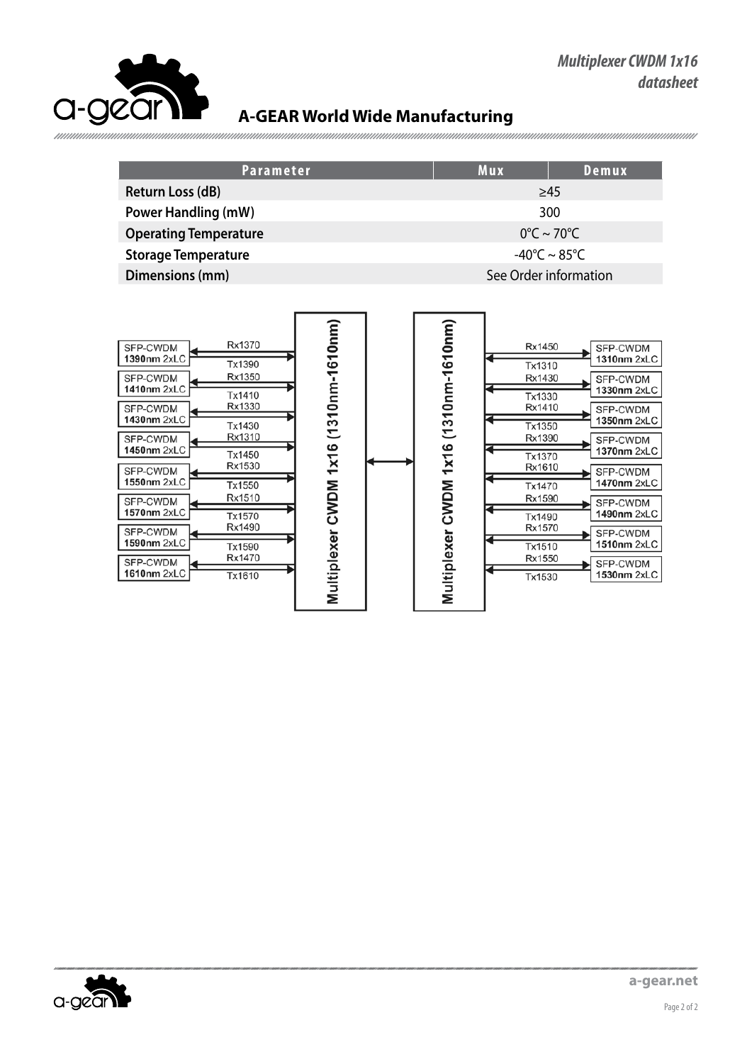| Parameter | Mux | Demux |
|---|---|---|
| Return Loss (dB) | ≥45 | |
| Power Handling (mW) | 300 | |
| Operating Temperature | 0℃ ~ 70℃ | |
| Storage Temperature | -40℃ ~ 85℃ | |
| Dimensions (mm) | See Order information | |

SFP-CWDM 1390nm 2xLC
Rx1370
Tx1390
SFP-CWDM 1410nm 2xLC
Rx1350
Tx1410
SFP-CWDM 1430nm 2xLC
Rx1330
Tx1430
SFP-CWDM 1450nm 2xLC
Rx1310
Tx1450
SFP-CWDM 1550nm 2xLC
Rx1530
Tx1550
SFP-CWDM 1570nm 2xLC
Rx1510
Tx1570
SFP-CWDM 1590nm 2xLC
Rx1490
Tx1590
SFP-CWDM 1610nm 2xLC
Rx1470
Tx1610

Multiplexer CWDM 1x16 (1310nm-1610nm)

Multiplexer CWDM 1x16 (1310nm-1610nm)

Rx1450
Tx1310
SFP-CWDM 1310nm 2xLC
Rx1430
Tx1330
SFP-CWDM 1330nm 2xLC
Rx1410
Tx1350
SFP-CWDM 1350nm 2xLC
Rx1390
Tx1370
SFP-CWDM 1370nm 2xLC
Rx1610
Tx1470
SFP-CWDM 1470nm 2xLC
Rx1590
Tx1490
SFP-CWDM 1490nm 2xLC
Rx1570
Tx1510
SFP-CWDM 1510nm 2xLC
Rx1550
Tx1530
SFP-CWDM 1530nm 2xLC